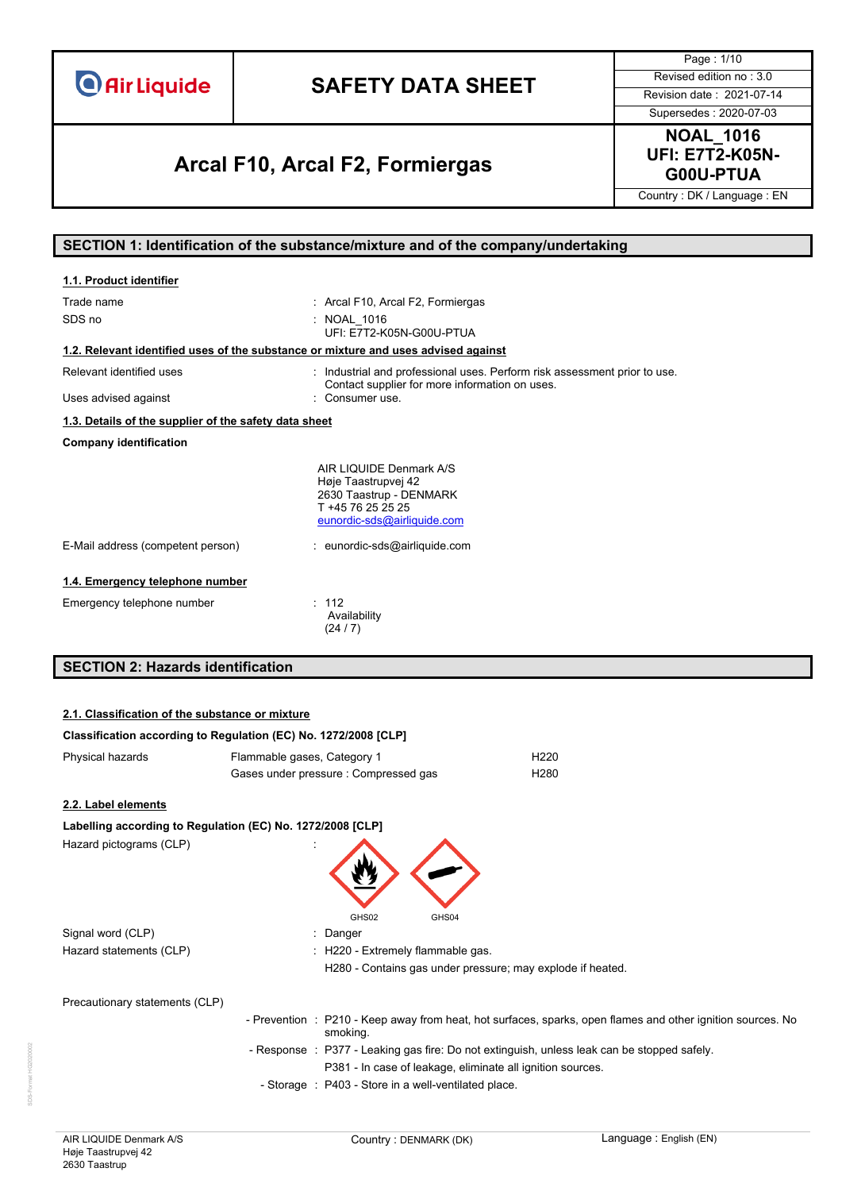| Air Liquide | SAFETY DATA SHEET | Page : 1/10 |
|---|---|---|
| | | Revised edition no : 3.0 |
| | | Revision date : 2021-07-14 |
| | | Supersedes : 2020-07-03 |
| | **Arcal F10, Arcal F2, Formiergas** | **NOAL_1016 UFI: E7T2-K05N-G00U-PTUA** |
| | | Country : DK / Language : EN |

## SECTION 1: Identification of the substance/mixture and of the company/undertaking

### 1.1. Product identifier

Trade name : Arcal F10, Arcal F2, Formiergas

SDS no : NOAL_1016
UFI: E7T2-K05N-G00U-PTUA

### 1.2. Relevant identified uses of the substance or mixture and uses advised against

Relevant identified uses : Industrial and professional uses. Perform risk assessment prior to use. Contact supplier for more information on uses.

Uses advised against : Consumer use.

### 1.3. Details of the supplier of the safety data sheet

**Company identification**

AIR LIQUIDE Denmark A/S
Høje Taastrupvej 42
2630 Taastrup - DENMARK
T +45 76 25 25 25
eunordic-sds@airliquide.com

E-Mail address (competent person) : eunordic-sds@airliquide.com

### 1.4. Emergency telephone number

Emergency telephone number : 112
Availability
(24 / 7)

## SECTION 2: Hazards identification

### 2.1. Classification of the substance or mixture

**Classification according to Regulation (EC) No. 1272/2008 [CLP]**

| | | |
|---|---|---|
| Physical hazards | Flammable gases, Category 1 | H220 |
| | Gases under pressure : Compressed gas | H280 |

### 2.2. Label elements

**Labelling according to Regulation (EC) No. 1272/2008 [CLP]**

Hazard pictograms (CLP) :

GHS02 GHS04

Signal word (CLP) : Danger

Hazard statements (CLP) : H220 - Extremely flammable gas.
H280 - Contains gas under pressure; may explode if heated.

Precautionary statements (CLP)

- Prevention : P210 - Keep away from heat, hot surfaces, sparks, open flames and other ignition sources. No smoking.
- Response : P377 - Leaking gas fire: Do not extinguish, unless leak can be stopped safely.
  P381 - In case of leakage, eliminate all ignition sources.
- Storage : P403 - Store in a well-ventilated place.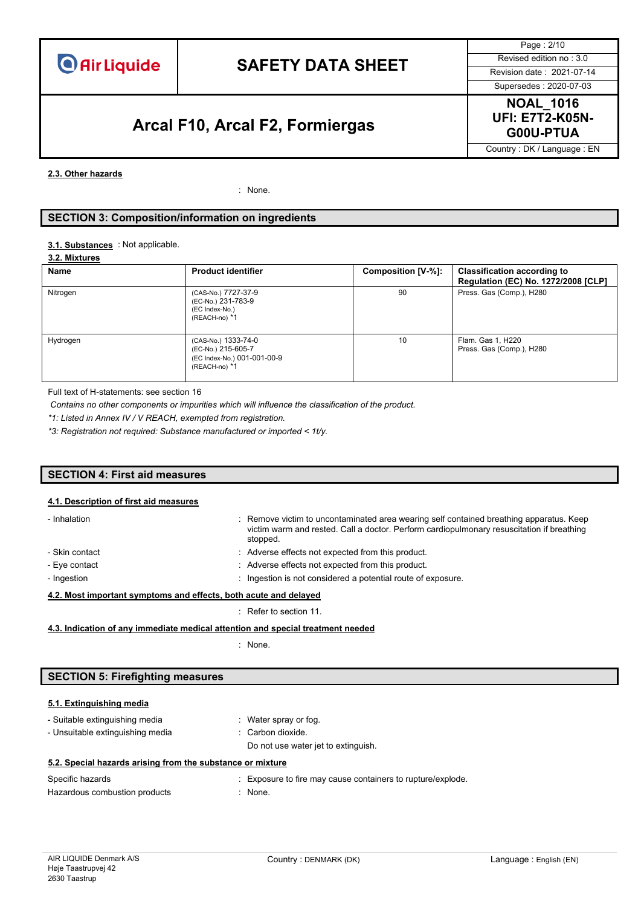#### 2.3. Other hazards

: None.

## SECTION 3: Composition/information on ingredients

**3.1. Substances** : Not applicable.

**3.2. Mixtures**

| Name | Product identifier | Composition [V-%]: | Classification according to Regulation (EC) No. 1272/2008 [CLP] |
|---|---|---|---|
| Nitrogen | (CAS-No.) 7727-37-9<br>(EC-No.) 231-783-9<br>(EC Index-No.)<br>(REACH-no) *1 | 90 | Press. Gas (Comp.), H280 |
| Hydrogen | (CAS-No.) 1333-74-0<br>(EC-No.) 215-605-7<br>(EC Index-No.) 001-001-00-9<br>(REACH-no) *1 | 10 | Flam. Gas 1, H220<br>Press. Gas (Comp.), H280 |

Full text of H-statements: see section 16

*Contains no other components or impurities which will influence the classification of the product.*

*\*1: Listed in Annex IV / V REACH, exempted from registration.*

*\*3: Registration not required: Substance manufactured or imported < 1t/y.*

## SECTION 4: First aid measures

#### 4.1. Description of first aid measures

- Inhalation : Remove victim to uncontaminated area wearing self contained breathing apparatus. Keep victim warm and rested. Call a doctor. Perform cardiopulmonary resuscitation if breathing stopped.
- Skin contact : Adverse effects not expected from this product.
- Eye contact : Adverse effects not expected from this product.
- Ingestion : Ingestion is not considered a potential route of exposure.

#### 4.2. Most important symptoms and effects, both acute and delayed

: Refer to section 11.

#### 4.3. Indication of any immediate medical attention and special treatment needed

: None.

## SECTION 5: Firefighting measures

#### 5.1. Extinguishing media

- Suitable extinguishing media : Water spray or fog.
- Unsuitable extinguishing media : Carbon dioxide.

  Do not use water jet to extinguish.

#### 5.2. Special hazards arising from the substance or mixture

Specific hazards : Exposure to fire may cause containers to rupture/explode.

Hazardous combustion products : None.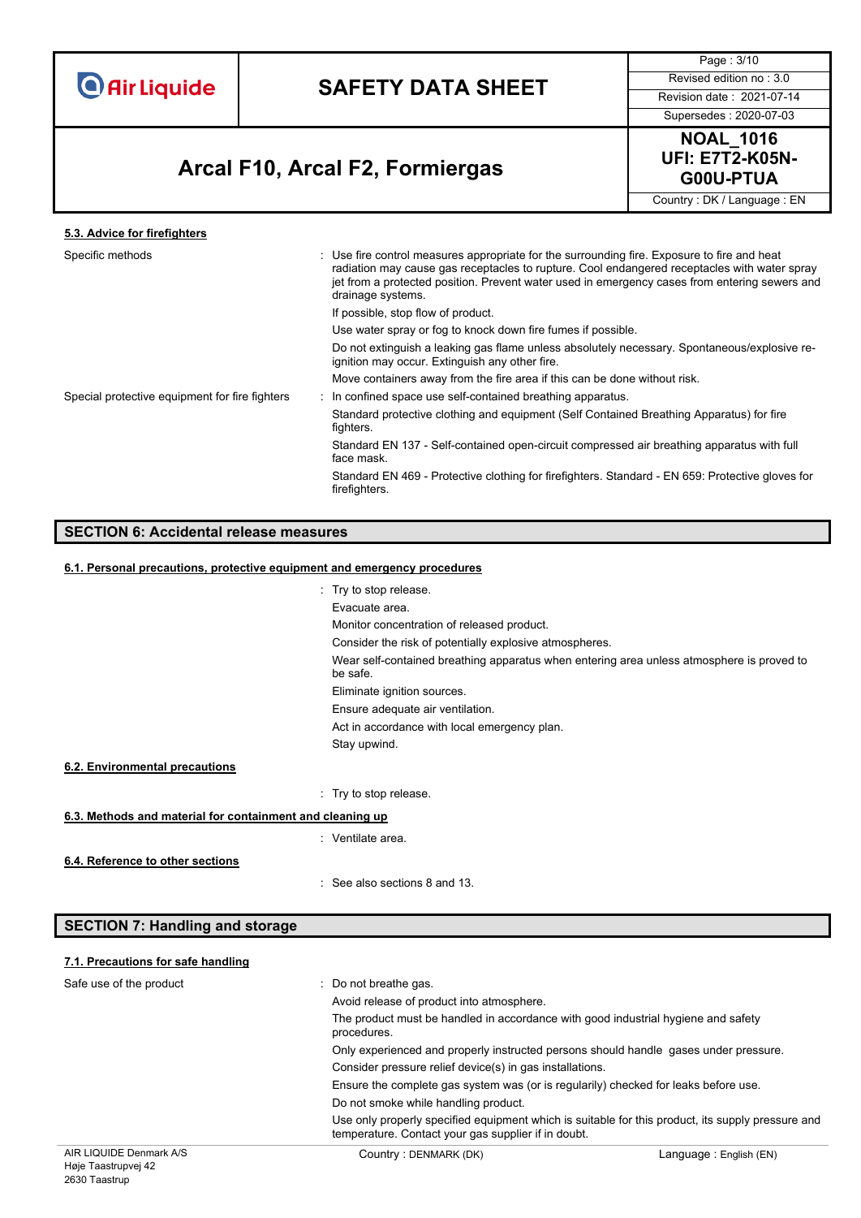### 5.3. Advice for firefighters

| | |
|---|---|
| Specific methods | : Use fire control measures appropriate for the surrounding fire. Exposure to fire and heat radiation may cause gas receptacles to rupture. Cool endangered receptacles with water spray jet from a protected position. Prevent water used in emergency cases from entering sewers and drainage systems.<br>If possible, stop flow of product.<br>Use water spray or fog to knock down fire fumes if possible.<br>Do not extinguish a leaking gas flame unless absolutely necessary. Spontaneous/explosive re-ignition may occur. Extinguish any other fire.<br>Move containers away from the fire area if this can be done without risk. |
| Special protective equipment for fire fighters | : In confined space use self-contained breathing apparatus.<br>Standard protective clothing and equipment (Self Contained Breathing Apparatus) for fire fighters.<br>Standard EN 137 - Self-contained open-circuit compressed air breathing apparatus with full face mask.<br>Standard EN 469 - Protective clothing for firefighters. Standard - EN 659: Protective gloves for firefighters. |

## SECTION 6: Accidental release measures

### 6.1. Personal precautions, protective equipment and emergency procedures

: Try to stop release.
Evacuate area.
Monitor concentration of released product.
Consider the risk of potentially explosive atmospheres.
Wear self-contained breathing apparatus when entering area unless atmosphere is proved to be safe.
Eliminate ignition sources.
Ensure adequate air ventilation.
Act in accordance with local emergency plan.
Stay upwind.

### 6.2. Environmental precautions

: Try to stop release.

### 6.3. Methods and material for containment and cleaning up

: Ventilate area.

### 6.4. Reference to other sections

: See also sections 8 and 13.

## SECTION 7: Handling and storage

### 7.1. Precautions for safe handling

| | |
|---|---|
| Safe use of the product | : Do not breathe gas.<br>Avoid release of product into atmosphere.<br>The product must be handled in accordance with good industrial hygiene and safety procedures.<br>Only experienced and properly instructed persons should handle gases under pressure.<br>Consider pressure relief device(s) in gas installations.<br>Ensure the complete gas system was (or is regularily) checked for leaks before use.<br>Do not smoke while handling product.<br>Use only properly specified equipment which is suitable for this product, its supply pressure and temperature. Contact your gas supplier if in doubt. |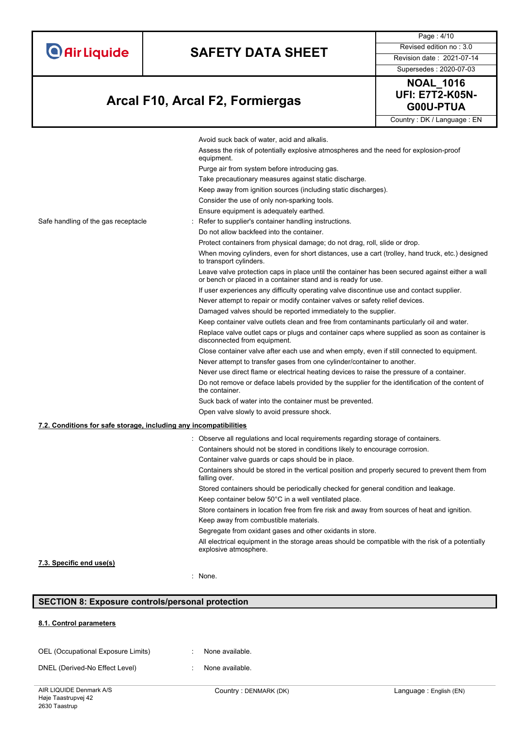Avoid suck back of water, acid and alkalis.

Assess the risk of potentially explosive atmospheres and the need for explosion-proof equipment.

Purge air from system before introducing gas.

Take precautionary measures against static discharge.

Keep away from ignition sources (including static discharges).

Consider the use of only non-sparking tools.

Ensure equipment is adequately earthed.

Safe handling of the gas receptacle : Refer to supplier's container handling instructions.

Do not allow backfeed into the container.

Protect containers from physical damage; do not drag, roll, slide or drop.

When moving cylinders, even for short distances, use a cart (trolley, hand truck, etc.) designed to transport cylinders.

Leave valve protection caps in place until the container has been secured against either a wall or bench or placed in a container stand and is ready for use.

If user experiences any difficulty operating valve discontinue use and contact supplier.

Never attempt to repair or modify container valves or safety relief devices.

Damaged valves should be reported immediately to the supplier.

Keep container valve outlets clean and free from contaminants particularly oil and water.

Replace valve outlet caps or plugs and container caps where supplied as soon as container is disconnected from equipment.

Close container valve after each use and when empty, even if still connected to equipment.

Never attempt to transfer gases from one cylinder/container to another.

Never use direct flame or electrical heating devices to raise the pressure of a container.

Do not remove or deface labels provided by the supplier for the identification of the content of the container.

Suck back of water into the container must be prevented.

Open valve slowly to avoid pressure shock.

### 7.2. Conditions for safe storage, including any incompatibilities

: Observe all regulations and local requirements regarding storage of containers.

Containers should not be stored in conditions likely to encourage corrosion.

Container valve guards or caps should be in place.

Containers should be stored in the vertical position and properly secured to prevent them from falling over.

Stored containers should be periodically checked for general condition and leakage.

Keep container below 50°C in a well ventilated place.

Store containers in location free from fire risk and away from sources of heat and ignition.

Keep away from combustible materials.

Segregate from oxidant gases and other oxidants in store.

All electrical equipment in the storage areas should be compatible with the risk of a potentially explosive atmosphere.

### 7.3. Specific end use(s)

: None.

## SECTION 8: Exposure controls/personal protection

### 8.1. Control parameters

OEL (Occupational Exposure Limits) : None available.

DNEL (Derived-No Effect Level) : None available.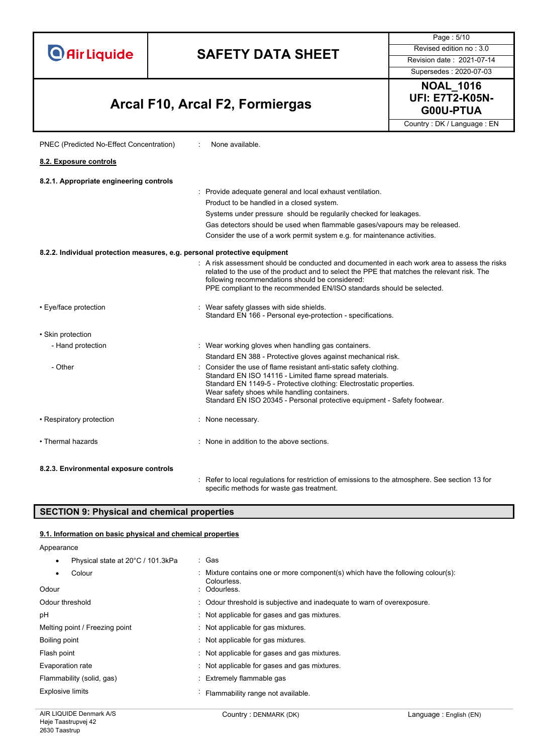PNEC (Predicted No-Effect Concentration) : None available.

### 8.2. Exposure controls

#### 8.2.1. Appropriate engineering controls

: Provide adequate general and local exhaust ventilation.
Product to be handled in a closed system.
Systems under pressure should be regularly checked for leakages.
Gas detectors should be used when flammable gases/vapours may be released.
Consider the use of a work permit system e.g. for maintenance activities.

#### 8.2.2. Individual protection measures, e.g. personal protective equipment

: A risk assessment should be conducted and documented in each work area to assess the risks related to the use of the product and to select the PPE that matches the relevant risk. The following recommendations should be considered:
PPE compliant to the recommended EN/ISO standards should be selected.

- Eye/face protection : Wear safety glasses with side shields.
Standard EN 166 - Personal eye-protection - specifications.

- Skin protection
  - Hand protection : Wear working gloves when handling gas containers.
  Standard EN 388 - Protective gloves against mechanical risk.
  - Other : Consider the use of flame resistant anti-static safety clothing.
  Standard EN ISO 14116 - Limited flame spread materials.
  Standard EN 1149-5 - Protective clothing: Electrostatic properties.
  Wear safety shoes while handling containers.
  Standard EN ISO 20345 - Personal protective equipment - Safety footwear.

- Respiratory protection : None necessary.

- Thermal hazards : None in addition to the above sections.

#### 8.2.3. Environmental exposure controls

: Refer to local regulations for restriction of emissions to the atmosphere. See section 13 for specific methods for waste gas treatment.

## SECTION 9: Physical and chemical properties

### 9.1. Information on basic physical and chemical properties

Appearance

- Physical state at 20°C / 101.3kPa : Gas
- Colour : Mixture contains one or more component(s) which have the following colour(s): Colourless.

Odour : Odourless.

Odour threshold : Odour threshold is subjective and inadequate to warn of overexposure.

pH : Not applicable for gases and gas mixtures.

Melting point / Freezing point : Not applicable for gas mixtures.

Boiling point : Not applicable for gas mixtures.

Flash point : Not applicable for gases and gas mixtures.

Evaporation rate : Not applicable for gases and gas mixtures.

Flammability (solid, gas) : Extremely flammable gas

Explosive limits : Flammability range not available.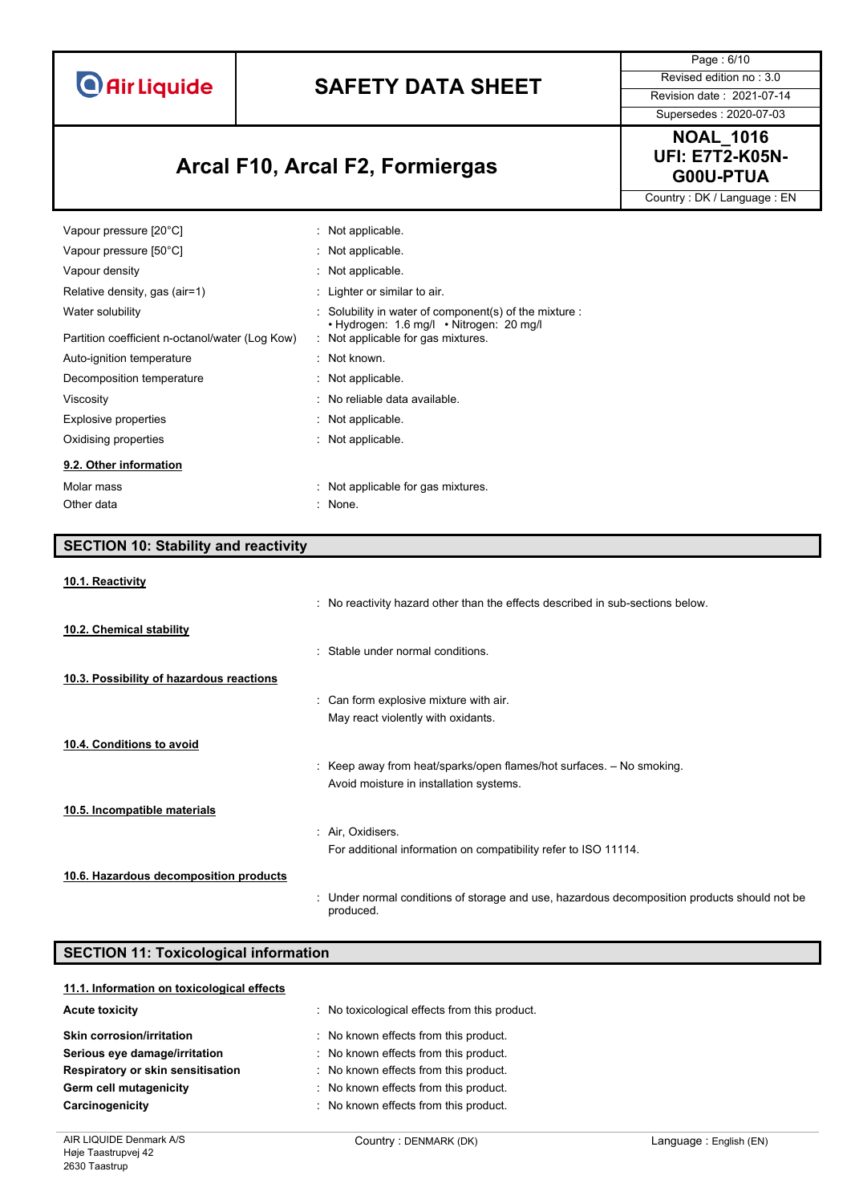| | |
|---|---|
| Vapour pressure [20°C] | : Not applicable. |
| Vapour pressure [50°C] | : Not applicable. |
| Vapour density | : Not applicable. |
| Relative density, gas (air=1) | : Lighter or similar to air. |
| Water solubility | : Solubility in water of component(s) of the mixture : • Hydrogen: 1.6 mg/l • Nitrogen: 20 mg/l |
| Partition coefficient n-octanol/water (Log Kow) | : Not applicable for gas mixtures. |
| Auto-ignition temperature | : Not known. |
| Decomposition temperature | : Not applicable. |
| Viscosity | : No reliable data available. |
| Explosive properties | : Not applicable. |
| Oxidising properties | : Not applicable. |

### 9.2. Other information

| | |
|---|---|
| Molar mass | : Not applicable for gas mixtures. |
| Other data | : None. |

## SECTION 10: Stability and reactivity

### 10.1. Reactivity

: No reactivity hazard other than the effects described in sub-sections below.

### 10.2. Chemical stability

: Stable under normal conditions.

### 10.3. Possibility of hazardous reactions

: Can form explosive mixture with air.

May react violently with oxidants.

### 10.4. Conditions to avoid

: Keep away from heat/sparks/open flames/hot surfaces. – No smoking.

Avoid moisture in installation systems.

### 10.5. Incompatible materials

: Air, Oxidisers.

For additional information on compatibility refer to ISO 11114.

### 10.6. Hazardous decomposition products

: Under normal conditions of storage and use, hazardous decomposition products should not be produced.

## SECTION 11: Toxicological information

### 11.1. Information on toxicological effects

| | |
|---|---|
| **Acute toxicity** | : No toxicological effects from this product. |
| **Skin corrosion/irritation** | : No known effects from this product. |
| **Serious eye damage/irritation** | : No known effects from this product. |
| **Respiratory or skin sensitisation** | : No known effects from this product. |
| **Germ cell mutagenicity** | : No known effects from this product. |
| **Carcinogenicity** | : No known effects from this product. |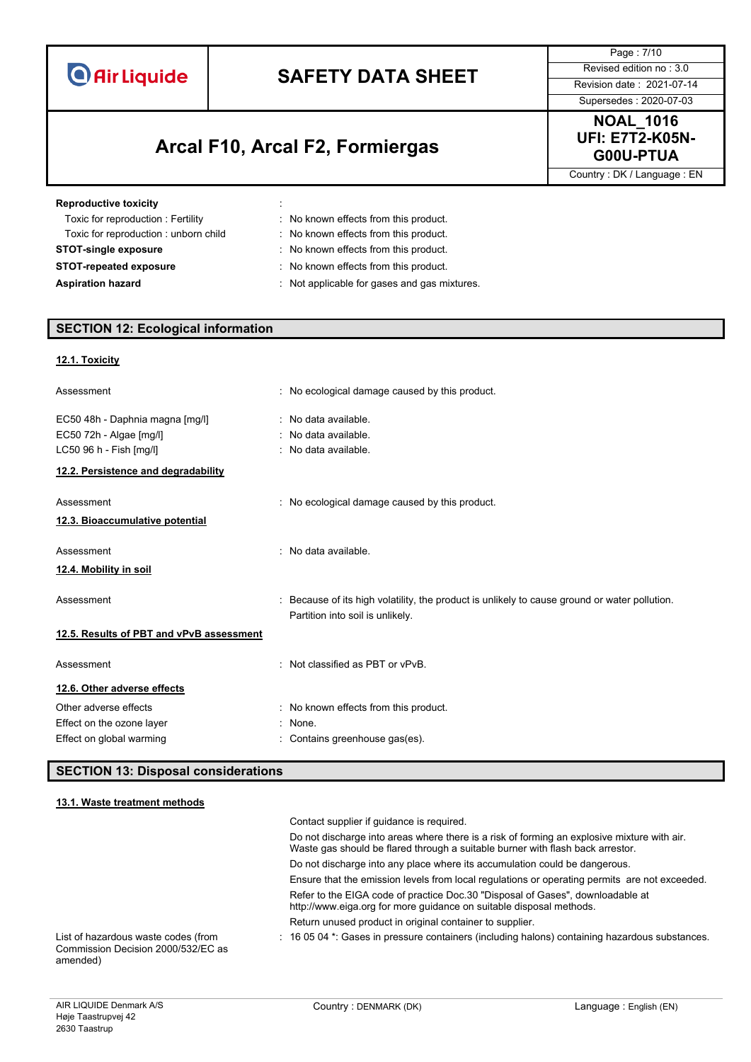**Reproductive toxicity** :

| | |
|---|---|
| Toxic for reproduction : Fertility | : No known effects from this product. |
| Toxic for reproduction : unborn child | : No known effects from this product. |
| **STOT-single exposure** | : No known effects from this product. |
| **STOT-repeated exposure** | : No known effects from this product. |
| **Aspiration hazard** | : Not applicable for gases and gas mixtures. |

## SECTION 12: Ecological information

### 12.1. Toxicity

| | |
|---|---|
| Assessment | : No ecological damage caused by this product. |
| EC50 48h - Daphnia magna [mg/l] | : No data available. |
| EC50 72h - Algae [mg/l] | : No data available. |
| LC50 96 h - Fish [mg/l] | : No data available. |

### 12.2. Persistence and degradability

| | |
|---|---|
| Assessment | : No ecological damage caused by this product. |

### 12.3. Bioaccumulative potential

| | |
|---|---|
| Assessment | : No data available. |

### 12.4. Mobility in soil

| | |
|---|---|
| Assessment | : Because of its high volatility, the product is unlikely to cause ground or water pollution. Partition into soil is unlikely. |

### 12.5. Results of PBT and vPvB assessment

| | |
|---|---|
| Assessment | : Not classified as PBT or vPvB. |

### 12.6. Other adverse effects

| | |
|---|---|
| Other adverse effects | : No known effects from this product. |
| Effect on the ozone layer | : None. |
| Effect on global warming | : Contains greenhouse gas(es). |

## SECTION 13: Disposal considerations

### 13.1. Waste treatment methods

Contact supplier if guidance is required.

Do not discharge into areas where there is a risk of forming an explosive mixture with air. Waste gas should be flared through a suitable burner with flash back arrestor.

Do not discharge into any place where its accumulation could be dangerous.

Ensure that the emission levels from local regulations or operating permits are not exceeded.

Refer to the EIGA code of practice Doc.30 "Disposal of Gases", downloadable at http://www.eiga.org for more guidance on suitable disposal methods.

Return unused product in original container to supplier.

| | |
|---|---|
| List of hazardous waste codes (from Commission Decision 2000/532/EC as amended) | : 16 05 04 *: Gases in pressure containers (including halons) containing hazardous substances. |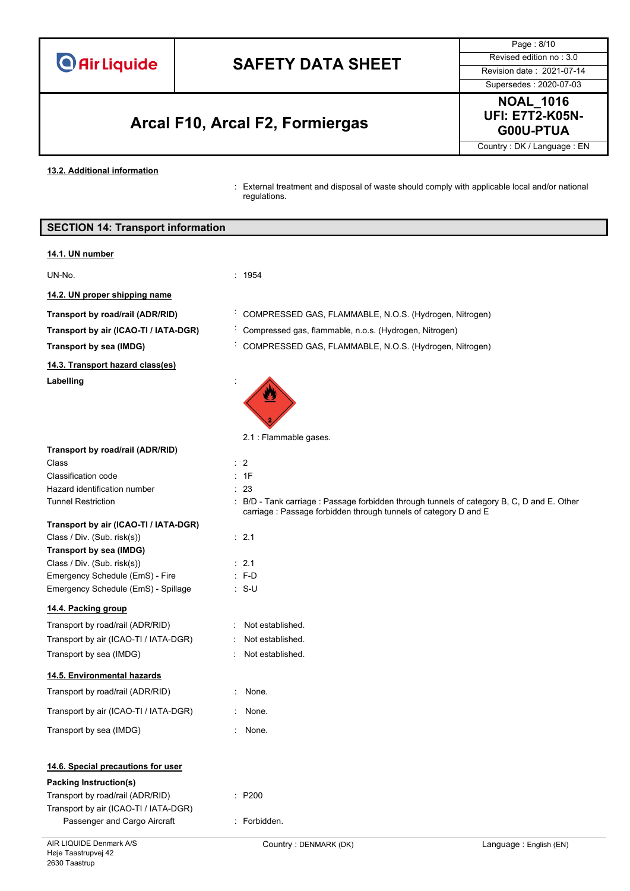**13.2. Additional information**

: External treatment and disposal of waste should comply with applicable local and/or national regulations.

## SECTION 14: Transport information

**14.1. UN number**

| | |
|---|---|
| UN-No. | : 1954 |

**14.2. UN proper shipping name**

| | |
|---|---|
| **Transport by road/rail (ADR/RID)** | : COMPRESSED GAS, FLAMMABLE, N.O.S. (Hydrogen, Nitrogen) |
| **Transport by air (ICAO-TI / IATA-DGR)** | : Compressed gas, flammable, n.o.s. (Hydrogen, Nitrogen) |
| **Transport by sea (IMDG)** | : COMPRESSED GAS, FLAMMABLE, N.O.S. (Hydrogen, Nitrogen) |

**14.3. Transport hazard class(es)**

**Labelling** :

2.1 : Flammable gases.

**Transport by road/rail (ADR/RID)**

| | |
|---|---|
| Class | : 2 |
| Classification code | : 1F |
| Hazard identification number | : 23 |
| Tunnel Restriction | : B/D - Tank carriage : Passage forbidden through tunnels of category B, C, D and E. Other carriage : Passage forbidden through tunnels of category D and E |

**Transport by air (ICAO-TI / IATA-DGR)**

| | |
|---|---|
| Class / Div. (Sub. risk(s)) | : 2.1 |

**Transport by sea (IMDG)**

| | |
|---|---|
| Class / Div. (Sub. risk(s)) | : 2.1 |
| Emergency Schedule (EmS) - Fire | : F-D |
| Emergency Schedule (EmS) - Spillage | : S-U |

**14.4. Packing group**

| | |
|---|---|
| Transport by road/rail (ADR/RID) | : Not established. |
| Transport by air (ICAO-TI / IATA-DGR) | : Not established. |
| Transport by sea (IMDG) | : Not established. |

**14.5. Environmental hazards**

| | |
|---|---|
| Transport by road/rail (ADR/RID) | : None. |
| Transport by air (ICAO-TI / IATA-DGR) | : None. |
| Transport by sea (IMDG) | : None. |

**14.6. Special precautions for user**

**Packing Instruction(s)**

| | |
|---|---|
| Transport by road/rail (ADR/RID) | : P200 |
| Transport by air (ICAO-TI / IATA-DGR) | |
| Passenger and Cargo Aircraft | : Forbidden. |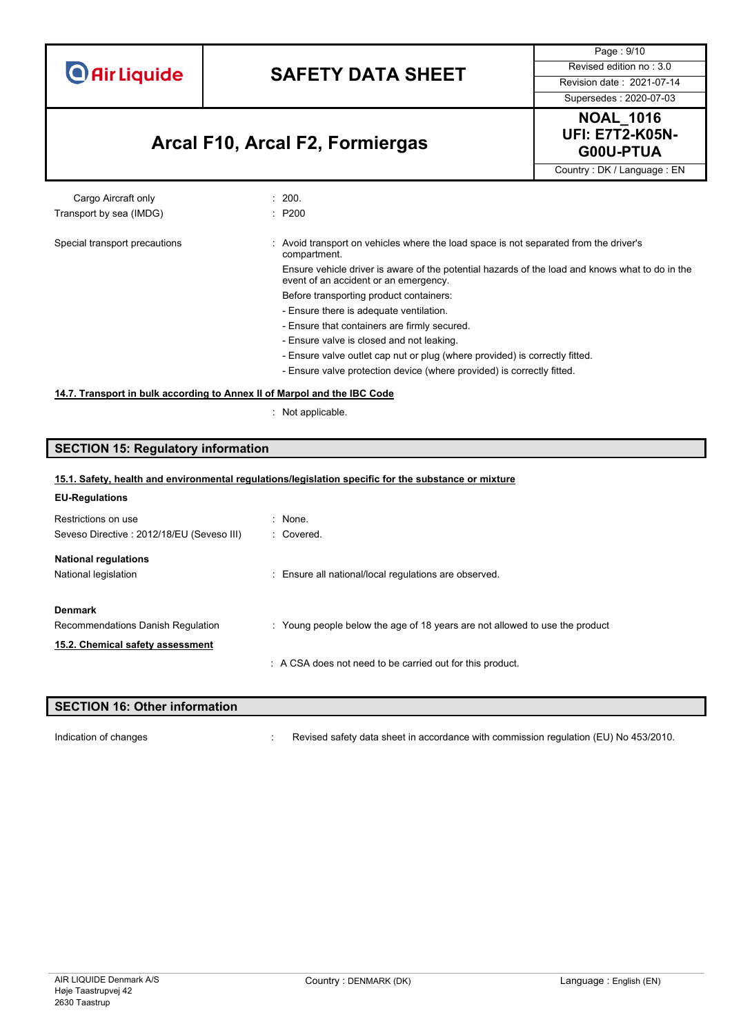| | |
|---|---|
| Cargo Aircraft only | : 200. |
| Transport by sea (IMDG) | : P200 |

Special transport precautions : Avoid transport on vehicles where the load space is not separated from the driver's compartment.

Ensure vehicle driver is aware of the potential hazards of the load and knows what to do in the event of an accident or an emergency.

Before transporting product containers:

- Ensure there is adequate ventilation.
- Ensure that containers are firmly secured.
- Ensure valve is closed and not leaking.
- Ensure valve outlet cap nut or plug (where provided) is correctly fitted.
- Ensure valve protection device (where provided) is correctly fitted.

**14.7. Transport in bulk according to Annex II of Marpol and the IBC Code**

: Not applicable.

## SECTION 15: Regulatory information

**15.1. Safety, health and environmental regulations/legislation specific for the substance or mixture**

**EU-Regulations**

| | |
|---|---|
| Restrictions on use | : None. |
| Seveso Directive : 2012/18/EU (Seveso III) | : Covered. |

**National regulations**

National legislation : Ensure all national/local regulations are observed.

**Denmark**

Recommendations Danish Regulation : Young people below the age of 18 years are not allowed to use the product

**15.2. Chemical safety assessment**

: A CSA does not need to be carried out for this product.

## SECTION 16: Other information

Indication of changes : Revised safety data sheet in accordance with commission regulation (EU) No 453/2010.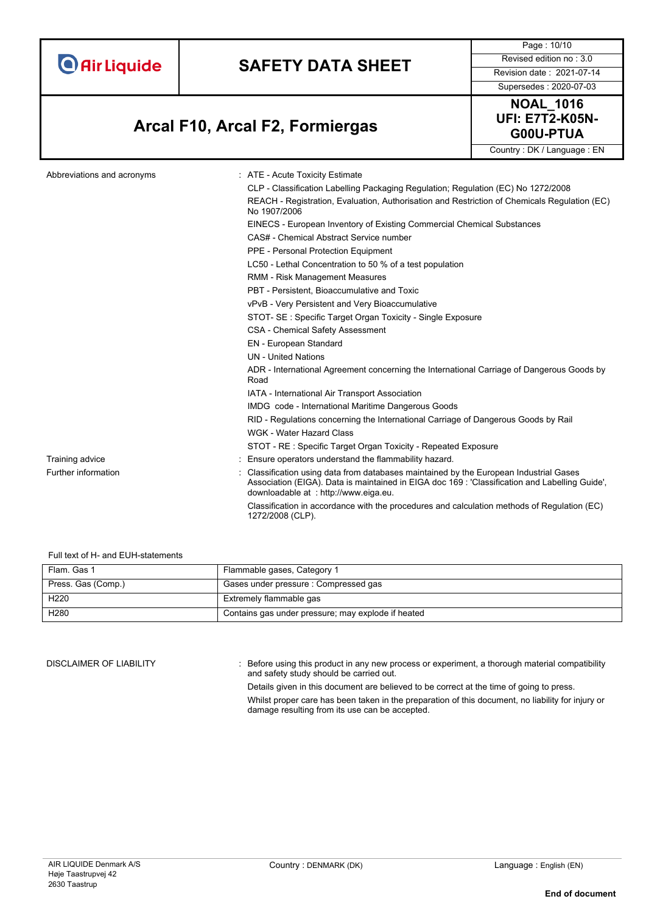Abbreviations and acronyms : ATE - Acute Toxicity Estimate

CLP - Classification Labelling Packaging Regulation; Regulation (EC) No 1272/2008

REACH - Registration, Evaluation, Authorisation and Restriction of Chemicals Regulation (EC) No 1907/2006

EINECS - European Inventory of Existing Commercial Chemical Substances

CAS# - Chemical Abstract Service number

PPE - Personal Protection Equipment

LC50 - Lethal Concentration to 50 % of a test population

RMM - Risk Management Measures

PBT - Persistent, Bioaccumulative and Toxic

vPvB - Very Persistent and Very Bioaccumulative

STOT- SE : Specific Target Organ Toxicity - Single Exposure

CSA - Chemical Safety Assessment

EN - European Standard

UN - United Nations

ADR - International Agreement concerning the International Carriage of Dangerous Goods by Road

IATA - International Air Transport Association

IMDG code - International Maritime Dangerous Goods

RID - Regulations concerning the International Carriage of Dangerous Goods by Rail

WGK - Water Hazard Class

STOT - RE : Specific Target Organ Toxicity - Repeated Exposure

Training advice : Ensure operators understand the flammability hazard.

Further information : Classification using data from databases maintained by the European Industrial Gases Association (EIGA). Data is maintained in EIGA doc 169 : 'Classification and Labelling Guide', downloadable at : http://www.eiga.eu.

Classification in accordance with the procedures and calculation methods of Regulation (EC) 1272/2008 (CLP).

Full text of H- and EUH-statements

| | |
|---|---|
| Flam. Gas 1 | Flammable gases, Category 1 |
| Press. Gas (Comp.) | Gases under pressure : Compressed gas |
| H220 | Extremely flammable gas |
| H280 | Contains gas under pressure; may explode if heated |

DISCLAIMER OF LIABILITY : Before using this product in any new process or experiment, a thorough material compatibility and safety study should be carried out.

Details given in this document are believed to be correct at the time of going to press.

Whilst proper care has been taken in the preparation of this document, no liability for injury or damage resulting from its use can be accepted.

End of document